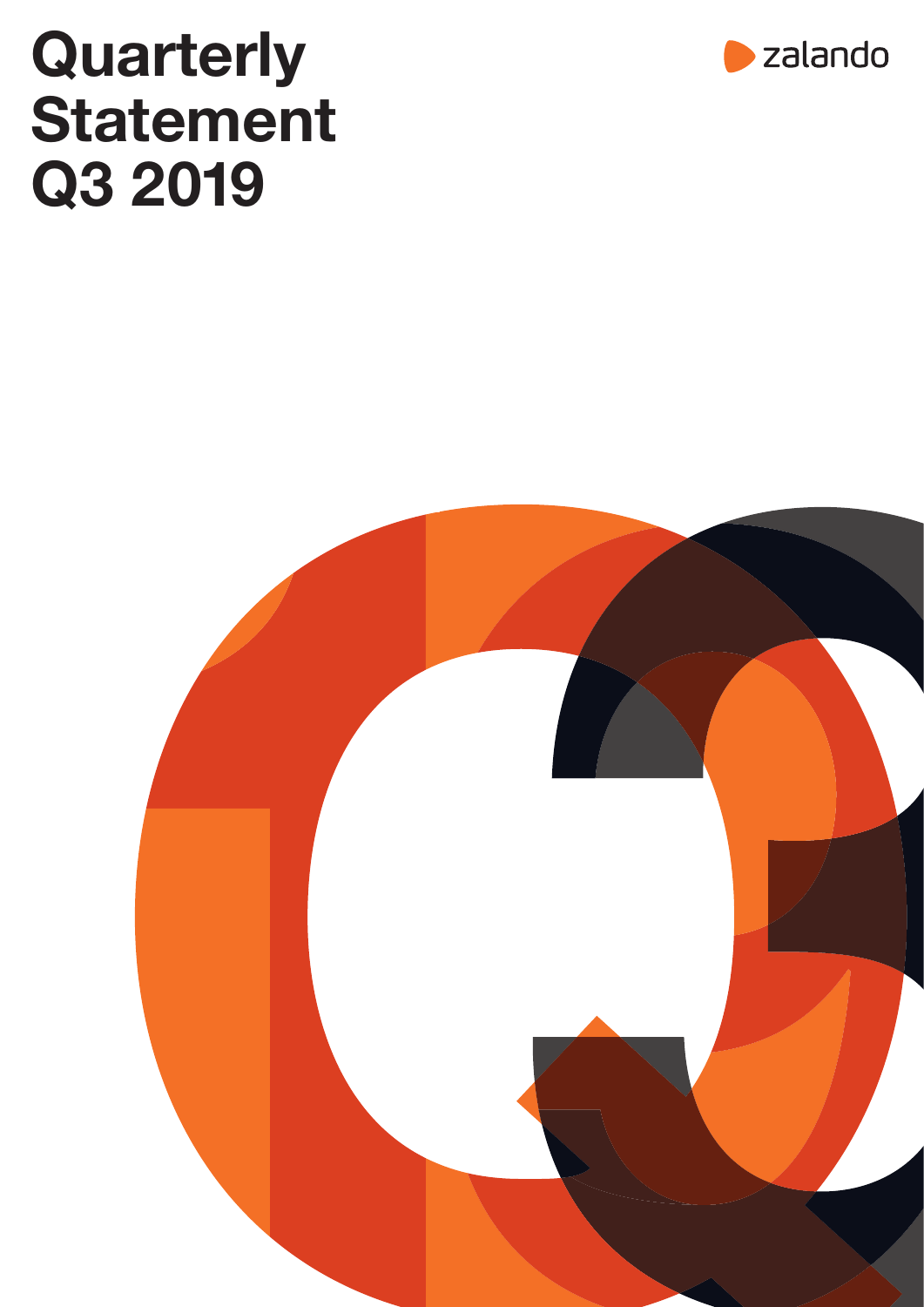# Quarterly Statement Q3 2019

zalando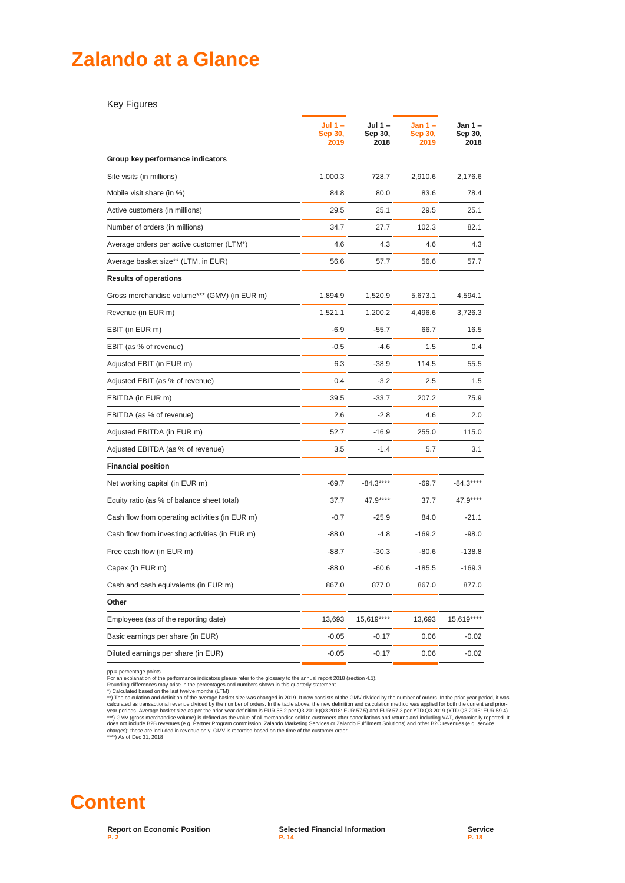# Zalando at a Glance

Key Figures

| | Jul 1 – Sep 30, 2019 | Jul 1 – Sep 30, 2018 | Jan 1 – Sep 30, 2019 | Jan 1 – Sep 30, 2018 |
|---|---|---|---|---|
| **Group key performance indicators** | | | | |
| Site visits (in millions) | 1,000.3 | 728.7 | 2,910.6 | 2,176.6 |
| Mobile visit share (in %) | 84.8 | 80.0 | 83.6 | 78.4 |
| Active customers (in millions) | 29.5 | 25.1 | 29.5 | 25.1 |
| Number of orders (in millions) | 34.7 | 27.7 | 102.3 | 82.1 |
| Average orders per active customer (LTM*) | 4.6 | 4.3 | 4.6 | 4.3 |
| Average basket size** (LTM, in EUR) | 56.6 | 57.7 | 56.6 | 57.7 |
| **Results of operations** | | | | |
| Gross merchandise volume*** (GMV) (in EUR m) | 1,894.9 | 1,520.9 | 5,673.1 | 4,594.1 |
| Revenue (in EUR m) | 1,521.1 | 1,200.2 | 4,496.6 | 3,726.3 |
| EBIT (in EUR m) | -6.9 | -55.7 | 66.7 | 16.5 |
| EBIT (as % of revenue) | -0.5 | -4.6 | 1.5 | 0.4 |
| Adjusted EBIT (in EUR m) | 6.3 | -38.9 | 114.5 | 55.5 |
| Adjusted EBIT (as % of revenue) | 0.4 | -3.2 | 2.5 | 1.5 |
| EBITDA (in EUR m) | 39.5 | -33.7 | 207.2 | 75.9 |
| EBITDA (as % of revenue) | 2.6 | -2.8 | 4.6 | 2.0 |
| Adjusted EBITDA (in EUR m) | 52.7 | -16.9 | 255.0 | 115.0 |
| Adjusted EBITDA (as % of revenue) | 3.5 | -1.4 | 5.7 | 3.1 |
| **Financial position** | | | | |
| Net working capital (in EUR m) | -69.7 | -84.3**** | -69.7 | -84.3**** |
| Equity ratio (as % of balance sheet total) | 37.7 | 47.9**** | 37.7 | 47.9**** |
| Cash flow from operating activities (in EUR m) | -0.7 | -25.9 | 84.0 | -21.1 |
| Cash flow from investing activities (in EUR m) | -88.0 | -4.8 | -169.2 | -98.0 |
| Free cash flow (in EUR m) | -88.7 | -30.3 | -80.6 | -138.8 |
| Capex (in EUR m) | -88.0 | -60.6 | -185.5 | -169.3 |
| Cash and cash equivalents (in EUR m) | 867.0 | 877.0 | 867.0 | 877.0 |
| **Other** | | | | |
| Employees (as of the reporting date) | 13,693 | 15,619**** | 13,693 | 15,619**** |
| Basic earnings per share (in EUR) | -0.05 | -0.17 | 0.06 | -0.02 |
| Diluted earnings per share (in EUR) | -0.05 | -0.17 | 0.06 | -0.02 |

pp = percentage points
For an explanation of the performance indicators please refer to the glossary to the annual report 2018 (section 4.1).
Rounding differences may arise in the percentages and numbers shown in this quarterly statement.
*) Calculated based on the last twelve months (LTM)
**) The calculation and definition of the average basket size was changed in 2019. It now consists of the GMV divided by the number of orders. In the prior-year period, it was calculated as transactional revenue divided by the number of orders. In the table above, the new definition and calculation method was applied for both the current and prior-year periods. Average basket size as per the prior-year definition is EUR 55.2 per Q3 2019 (Q3 2018: EUR 57.5) and EUR 57.3 per YTD Q3 2019 (YTD Q3 2018: EUR 59.4).
***) GMV (gross merchandise volume) is defined as the value of all merchandise sold to customers after cancellations and returns and including VAT, dynamically reported. It does not include B2B revenues (e.g. Partner Program commission, Zalando Marketing Services or Zalando Fulfillment Solutions) and other B2C revenues (e.g. service charges); these are included in revenue only. GMV is recorded based on the time of the customer order.
****) As of Dec 31, 2018

# Content

**Report on Economic Position**
P. 2

**Selected Financial Information**
P. 14

**Service**
P. 18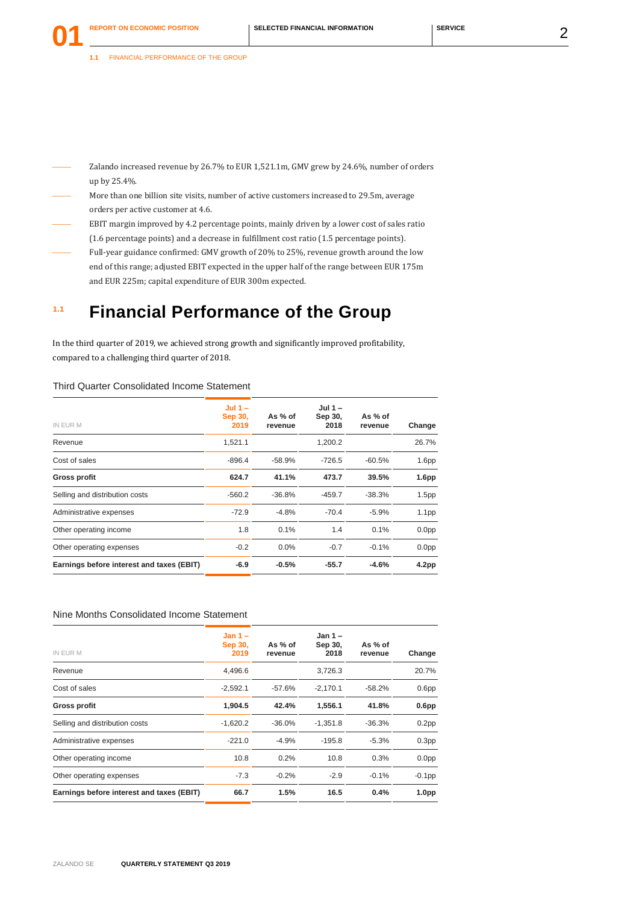- Zalando increased revenue by 26.7% to EUR 1,521.1m, GMV grew by 24.6%, number of orders up by 25.4%.
- More than one billion site visits, number of active customers increased to 29.5m, average orders per active customer at 4.6.
- EBIT margin improved by 4.2 percentage points, mainly driven by a lower cost of sales ratio (1.6 percentage points) and a decrease in fulfillment cost ratio (1.5 percentage points).
- Full-year guidance confirmed: GMV growth of 20% to 25%, revenue growth around the low end of this range; adjusted EBIT expected in the upper half of the range between EUR 175m and EUR 225m; capital expenditure of EUR 300m expected.

## 1.1 Financial Performance of the Group

In the third quarter of 2019, we achieved strong growth and significantly improved profitability, compared to a challenging third quarter of 2018.

### Third Quarter Consolidated Income Statement

| IN EUR M | Jul 1 – Sep 30, 2019 | As % of revenue | Jul 1 – Sep 30, 2018 | As % of revenue | Change |
|---|---|---|---|---|---|
| Revenue | 1,521.1 | | 1,200.2 | | 26.7% |
| Cost of sales | -896.4 | -58.9% | -726.5 | -60.5% | 1.6pp |
| **Gross profit** | **624.7** | **41.1%** | **473.7** | **39.5%** | **1.6pp** |
| Selling and distribution costs | -560.2 | -36.8% | -459.7 | -38.3% | 1.5pp |
| Administrative expenses | -72.9 | -4.8% | -70.4 | -5.9% | 1.1pp |
| Other operating income | 1.8 | 0.1% | 1.4 | 0.1% | 0.0pp |
| Other operating expenses | -0.2 | 0.0% | -0.7 | -0.1% | 0.0pp |
| **Earnings before interest and taxes (EBIT)** | **-6.9** | **-0.5%** | **-55.7** | **-4.6%** | **4.2pp** |

### Nine Months Consolidated Income Statement

| IN EUR M | Jan 1 – Sep 30, 2019 | As % of revenue | Jan 1 – Sep 30, 2018 | As % of revenue | Change |
|---|---|---|---|---|---|
| Revenue | 4,496.6 | | 3,726.3 | | 20.7% |
| Cost of sales | -2,592.1 | -57.6% | -2,170.1 | -58.2% | 0.6pp |
| **Gross profit** | **1,904.5** | **42.4%** | **1,556.1** | **41.8%** | **0.6pp** |
| Selling and distribution costs | -1,620.2 | -36.0% | -1,351.8 | -36.3% | 0.2pp |
| Administrative expenses | -221.0 | -4.9% | -195.8 | -5.3% | 0.3pp |
| Other operating income | 10.8 | 0.2% | 10.8 | 0.3% | 0.0pp |
| Other operating expenses | -7.3 | -0.2% | -2.9 | -0.1% | -0.1pp |
| **Earnings before interest and taxes (EBIT)** | **66.7** | **1.5%** | **16.5** | **0.4%** | **1.0pp** |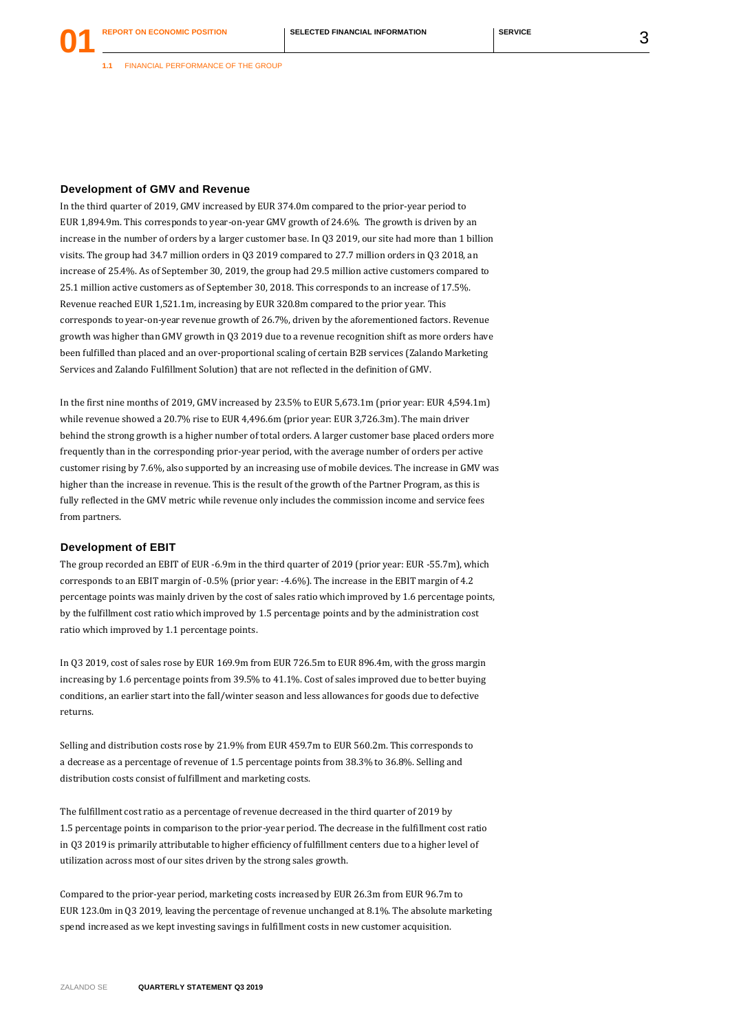## Development of GMV and Revenue

In the third quarter of 2019, GMV increased by EUR 374.0m compared to the prior-year period to EUR 1,894.9m. This corresponds to year-on-year GMV growth of 24.6%. The growth is driven by an increase in the number of orders by a larger customer base. In Q3 2019, our site had more than 1 billion visits. The group had 34.7 million orders in Q3 2019 compared to 27.7 million orders in Q3 2018, an increase of 25.4%. As of September 30, 2019, the group had 29.5 million active customers compared to 25.1 million active customers as of September 30, 2018. This corresponds to an increase of 17.5%. Revenue reached EUR 1,521.1m, increasing by EUR 320.8m compared to the prior year. This corresponds to year-on-year revenue growth of 26.7%, driven by the aforementioned factors. Revenue growth was higher than GMV growth in Q3 2019 due to a revenue recognition shift as more orders have been fulfilled than placed and an over-proportional scaling of certain B2B services (Zalando Marketing Services and Zalando Fulfillment Solution) that are not reflected in the definition of GMV.

In the first nine months of 2019, GMV increased by 23.5% to EUR 5,673.1m (prior year: EUR 4,594.1m) while revenue showed a 20.7% rise to EUR 4,496.6m (prior year: EUR 3,726.3m). The main driver behind the strong growth is a higher number of total orders. A larger customer base placed orders more frequently than in the corresponding prior-year period, with the average number of orders per active customer rising by 7.6%, also supported by an increasing use of mobile devices. The increase in GMV was higher than the increase in revenue. This is the result of the growth of the Partner Program, as this is fully reflected in the GMV metric while revenue only includes the commission income and service fees from partners.

## Development of EBIT

The group recorded an EBIT of EUR -6.9m in the third quarter of 2019 (prior year: EUR -55.7m), which corresponds to an EBIT margin of -0.5% (prior year: -4.6%). The increase in the EBIT margin of 4.2 percentage points was mainly driven by the cost of sales ratio which improved by 1.6 percentage points, by the fulfillment cost ratio which improved by 1.5 percentage points and by the administration cost ratio which improved by 1.1 percentage points.

In Q3 2019, cost of sales rose by EUR 169.9m from EUR 726.5m to EUR 896.4m, with the gross margin increasing by 1.6 percentage points from 39.5% to 41.1%. Cost of sales improved due to better buying conditions, an earlier start into the fall/winter season and less allowances for goods due to defective returns.

Selling and distribution costs rose by 21.9% from EUR 459.7m to EUR 560.2m. This corresponds to a decrease as a percentage of revenue of 1.5 percentage points from 38.3% to 36.8%. Selling and distribution costs consist of fulfillment and marketing costs.

The fulfillment cost ratio as a percentage of revenue decreased in the third quarter of 2019 by 1.5 percentage points in comparison to the prior-year period. The decrease in the fulfillment cost ratio in Q3 2019 is primarily attributable to higher efficiency of fulfillment centers due to a higher level of utilization across most of our sites driven by the strong sales growth.

Compared to the prior-year period, marketing costs increased by EUR 26.3m from EUR 96.7m to EUR 123.0m in Q3 2019, leaving the percentage of revenue unchanged at 8.1%. The absolute marketing spend increased as we kept investing savings in fulfillment costs in new customer acquisition.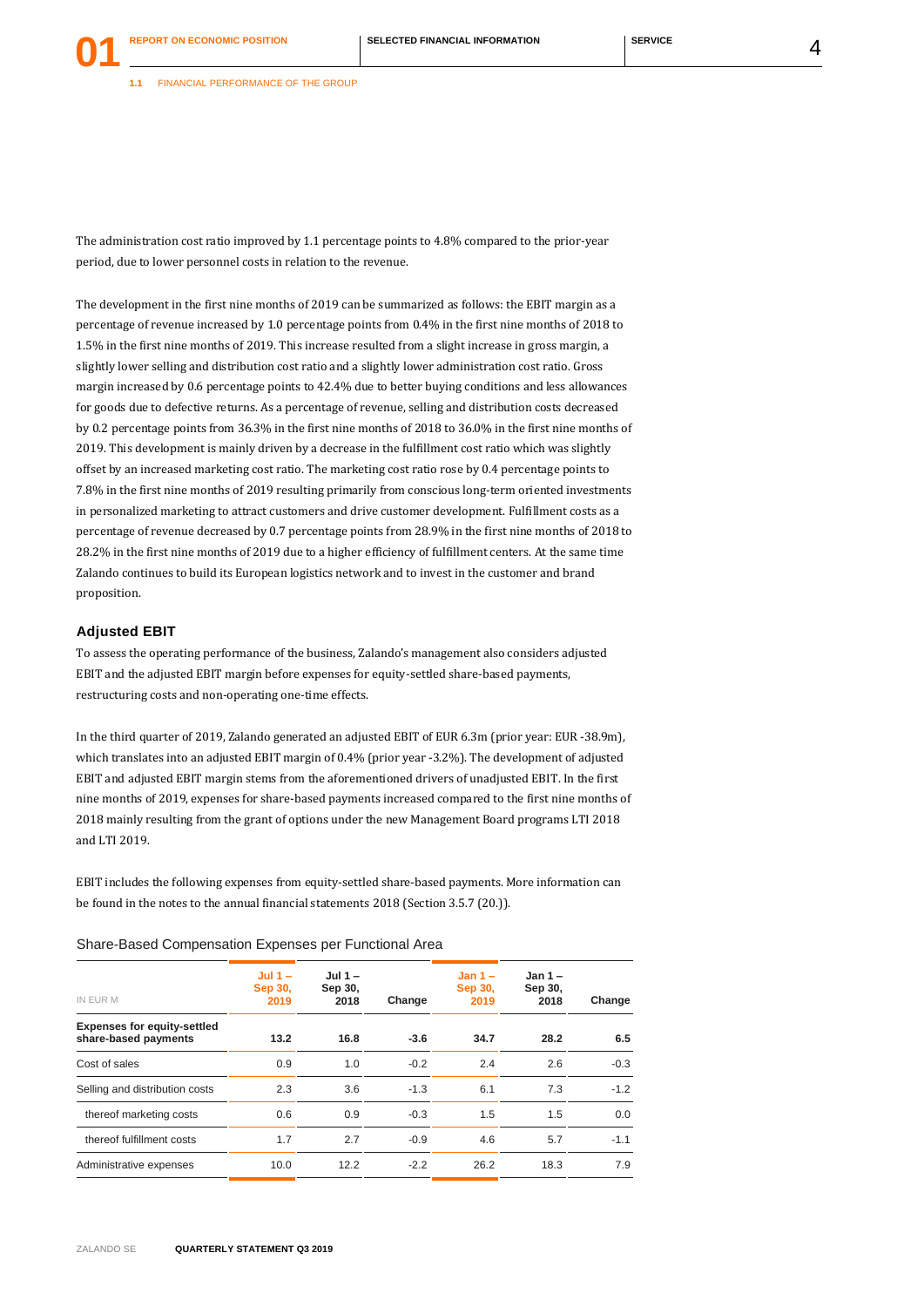The administration cost ratio improved by 1.1 percentage points to 4.8% compared to the prior-year period, due to lower personnel costs in relation to the revenue.

The development in the first nine months of 2019 can be summarized as follows: the EBIT margin as a percentage of revenue increased by 1.0 percentage points from 0.4% in the first nine months of 2018 to 1.5% in the first nine months of 2019. This increase resulted from a slight increase in gross margin, a slightly lower selling and distribution cost ratio and a slightly lower administration cost ratio. Gross margin increased by 0.6 percentage points to 42.4% due to better buying conditions and less allowances for goods due to defective returns. As a percentage of revenue, selling and distribution costs decreased by 0.2 percentage points from 36.3% in the first nine months of 2018 to 36.0% in the first nine months of 2019. This development is mainly driven by a decrease in the fulfillment cost ratio which was slightly offset by an increased marketing cost ratio. The marketing cost ratio rose by 0.4 percentage points to 7.8% in the first nine months of 2019 resulting primarily from conscious long-term oriented investments in personalized marketing to attract customers and drive customer development. Fulfillment costs as a percentage of revenue decreased by 0.7 percentage points from 28.9% in the first nine months of 2018 to 28.2% in the first nine months of 2019 due to a higher efficiency of fulfillment centers. At the same time Zalando continues to build its European logistics network and to invest in the customer and brand proposition.

## Adjusted EBIT

To assess the operating performance of the business, Zalando's management also considers adjusted EBIT and the adjusted EBIT margin before expenses for equity-settled share-based payments, restructuring costs and non-operating one-time effects.

In the third quarter of 2019, Zalando generated an adjusted EBIT of EUR 6.3m (prior year: EUR -38.9m), which translates into an adjusted EBIT margin of 0.4% (prior year -3.2%). The development of adjusted EBIT and adjusted EBIT margin stems from the aforementioned drivers of unadjusted EBIT. In the first nine months of 2019, expenses for share-based payments increased compared to the first nine months of 2018 mainly resulting from the grant of options under the new Management Board programs LTI 2018 and LTI 2019.

EBIT includes the following expenses from equity-settled share-based payments. More information can be found in the notes to the annual financial statements 2018 (Section 3.5.7 (20.)).

Share-Based Compensation Expenses per Functional Area

| IN EUR M | Jul 1 – Sep 30, 2019 | Jul 1 – Sep 30, 2018 | Change | Jan 1 – Sep 30, 2019 | Jan 1 – Sep 30, 2018 | Change |
|---|---|---|---|---|---|---|
| **Expenses for equity-settled share-based payments** | **13.2** | **16.8** | **-3.6** | **34.7** | **28.2** | **6.5** |
| Cost of sales | 0.9 | 1.0 | -0.2 | 2.4 | 2.6 | -0.3 |
| Selling and distribution costs | 2.3 | 3.6 | -1.3 | 6.1 | 7.3 | -1.2 |
| thereof marketing costs | 0.6 | 0.9 | -0.3 | 1.5 | 1.5 | 0.0 |
| thereof fulfillment costs | 1.7 | 2.7 | -0.9 | 4.6 | 5.7 | -1.1 |
| Administrative expenses | 10.0 | 12.2 | -2.2 | 26.2 | 18.3 | 7.9 |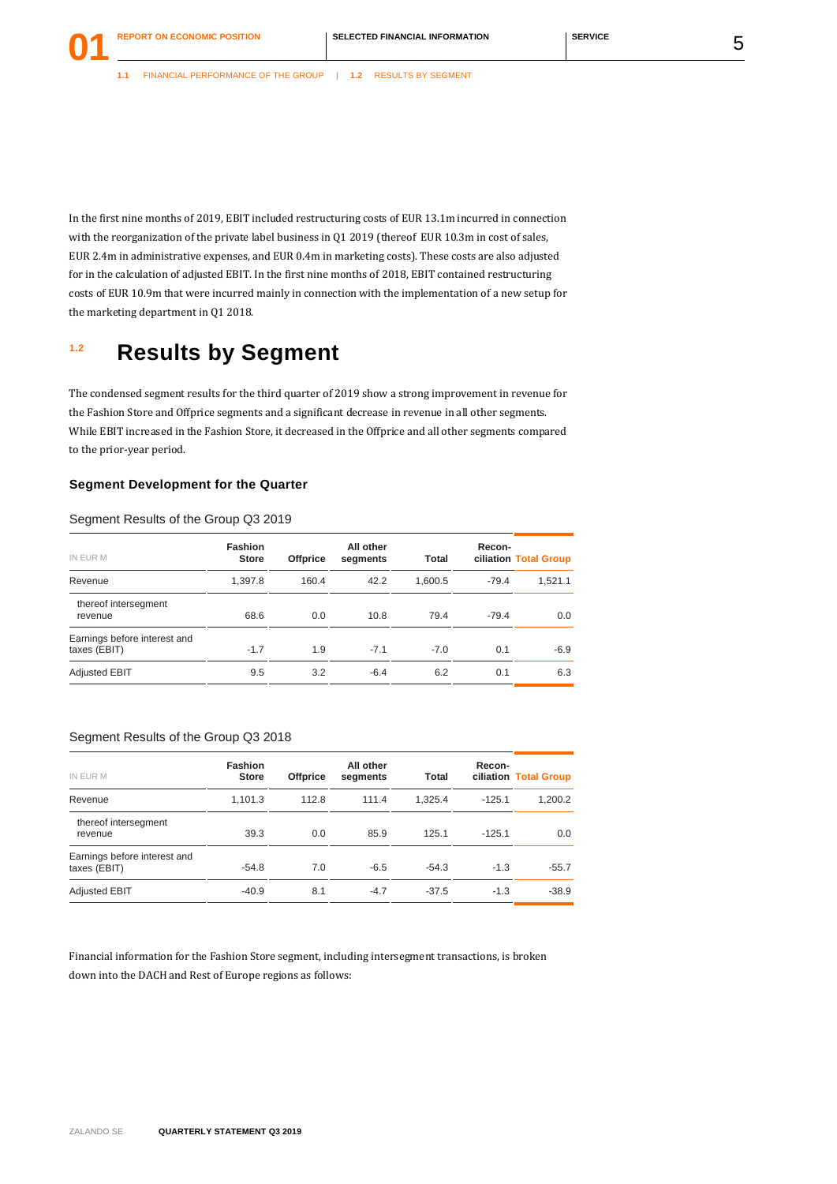In the first nine months of 2019, EBIT included restructuring costs of EUR 13.1m incurred in connection with the reorganization of the private label business in Q1 2019 (thereof EUR 10.3m in cost of sales, EUR 2.4m in administrative expenses, and EUR 0.4m in marketing costs). These costs are also adjusted for in the calculation of adjusted EBIT. In the first nine months of 2018, EBIT contained restructuring costs of EUR 10.9m that were incurred mainly in connection with the implementation of a new setup for the marketing department in Q1 2018.

## 1.2 Results by Segment

The condensed segment results for the third quarter of 2019 show a strong improvement in revenue for the Fashion Store and Offprice segments and a significant decrease in revenue in all other segments. While EBIT increased in the Fashion Store, it decreased in the Offprice and all other segments compared to the prior-year period.

### Segment Development for the Quarter

Segment Results of the Group Q3 2019

| IN EUR M | Fashion Store | Offprice | All other segments | Total | Recon-ciliation | Total Group |
|---|---|---|---|---|---|---|
| Revenue | 1,397.8 | 160.4 | 42.2 | 1,600.5 | -79.4 | 1,521.1 |
| thereof intersegment revenue | 68.6 | 0.0 | 10.8 | 79.4 | -79.4 | 0.0 |
| Earnings before interest and taxes (EBIT) | -1.7 | 1.9 | -7.1 | -7.0 | 0.1 | -6.9 |
| Adjusted EBIT | 9.5 | 3.2 | -6.4 | 6.2 | 0.1 | 6.3 |

Segment Results of the Group Q3 2018

| IN EUR M | Fashion Store | Offprice | All other segments | Total | Recon-ciliation | Total Group |
|---|---|---|---|---|---|---|
| Revenue | 1,101.3 | 112.8 | 111.4 | 1,325.4 | -125.1 | 1,200.2 |
| thereof intersegment revenue | 39.3 | 0.0 | 85.9 | 125.1 | -125.1 | 0.0 |
| Earnings before interest and taxes (EBIT) | -54.8 | 7.0 | -6.5 | -54.3 | -1.3 | -55.7 |
| Adjusted EBIT | -40.9 | 8.1 | -4.7 | -37.5 | -1.3 | -38.9 |

Financial information for the Fashion Store segment, including intersegment transactions, is broken down into the DACH and Rest of Europe regions as follows: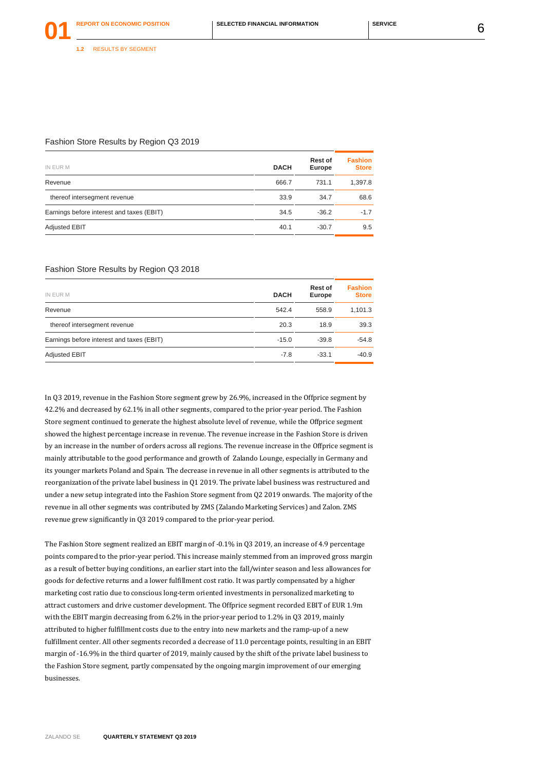### Fashion Store Results by Region Q3 2019

| IN EUR M | DACH | Rest of Europe | Fashion Store |
|---|---|---|---|
| Revenue | 666.7 | 731.1 | 1,397.8 |
| thereof intersegment revenue | 33.9 | 34.7 | 68.6 |
| Earnings before interest and taxes (EBIT) | 34.5 | -36.2 | -1.7 |
| Adjusted EBIT | 40.1 | -30.7 | 9.5 |

### Fashion Store Results by Region Q3 2018

| IN EUR M | DACH | Rest of Europe | Fashion Store |
|---|---|---|---|
| Revenue | 542.4 | 558.9 | 1,101.3 |
| thereof intersegment revenue | 20.3 | 18.9 | 39.3 |
| Earnings before interest and taxes (EBIT) | -15.0 | -39.8 | -54.8 |
| Adjusted EBIT | -7.8 | -33.1 | -40.9 |

In Q3 2019, revenue in the Fashion Store segment grew by 26.9%, increased in the Offprice segment by 42.2% and decreased by 62.1% in all other segments, compared to the prior-year period. The Fashion Store segment continued to generate the highest absolute level of revenue, while the Offprice segment showed the highest percentage increase in revenue. The revenue increase in the Fashion Store is driven by an increase in the number of orders across all regions. The revenue increase in the Offprice segment is mainly attributable to the good performance and growth of Zalando Lounge, especially in Germany and its younger markets Poland and Spain. The decrease in revenue in all other segments is attributed to the reorganization of the private label business in Q1 2019. The private label business was restructured and under a new setup integrated into the Fashion Store segment from Q2 2019 onwards. The majority of the revenue in all other segments was contributed by ZMS (Zalando Marketing Services) and Zalon. ZMS revenue grew significantly in Q3 2019 compared to the prior-year period.

The Fashion Store segment realized an EBIT margin of -0.1% in Q3 2019, an increase of 4.9 percentage points compared to the prior-year period. This increase mainly stemmed from an improved gross margin as a result of better buying conditions, an earlier start into the fall/winter season and less allowances for goods for defective returns and a lower fulfillment cost ratio. It was partly compensated by a higher marketing cost ratio due to conscious long-term oriented investments in personalized marketing to attract customers and drive customer development. The Offprice segment recorded EBIT of EUR 1.9m with the EBIT margin decreasing from 6.2% in the prior-year period to 1.2% in Q3 2019, mainly attributed to higher fulfillment costs due to the entry into new markets and the ramp-up of a new fulfillment center. All other segments recorded a decrease of 11.0 percentage points, resulting in an EBIT margin of -16.9% in the third quarter of 2019, mainly caused by the shift of the private label business to the Fashion Store segment, partly compensated by the ongoing margin improvement of our emerging businesses.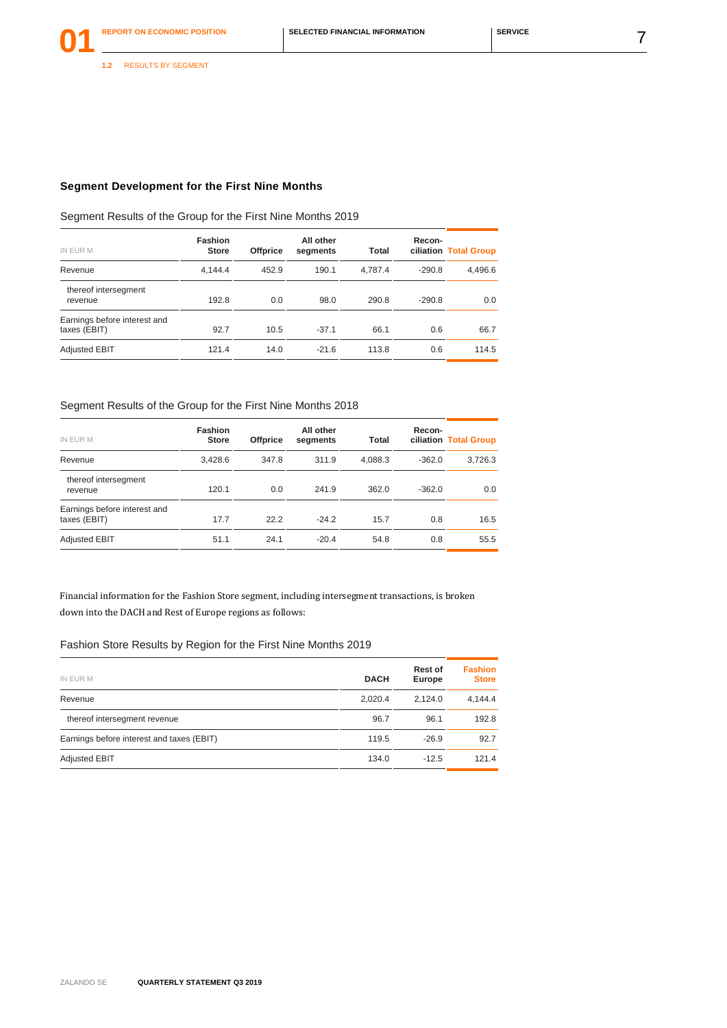## Segment Development for the First Nine Months

### Segment Results of the Group for the First Nine Months 2019

| IN EUR M | Fashion Store | Offprice | All other segments | Total | Recon-ciliation | Total Group |
|---|---|---|---|---|---|---|
| Revenue | 4,144.4 | 452.9 | 190.1 | 4,787.4 | -290.8 | 4,496.6 |
| thereof intersegment revenue | 192.8 | 0.0 | 98.0 | 290.8 | -290.8 | 0.0 |
| Earnings before interest and taxes (EBIT) | 92.7 | 10.5 | -37.1 | 66.1 | 0.6 | 66.7 |
| Adjusted EBIT | 121.4 | 14.0 | -21.6 | 113.8 | 0.6 | 114.5 |

### Segment Results of the Group for the First Nine Months 2018

| IN EUR M | Fashion Store | Offprice | All other segments | Total | Recon-ciliation | Total Group |
|---|---|---|---|---|---|---|
| Revenue | 3,428.6 | 347.8 | 311.9 | 4,088.3 | -362.0 | 3,726.3 |
| thereof intersegment revenue | 120.1 | 0.0 | 241.9 | 362.0 | -362.0 | 0.0 |
| Earnings before interest and taxes (EBIT) | 17.7 | 22.2 | -24.2 | 15.7 | 0.8 | 16.5 |
| Adjusted EBIT | 51.1 | 24.1 | -20.4 | 54.8 | 0.8 | 55.5 |

Financial information for the Fashion Store segment, including intersegment transactions, is broken down into the DACH and Rest of Europe regions as follows:

### Fashion Store Results by Region for the First Nine Months 2019

| IN EUR M | DACH | Rest of Europe | Fashion Store |
|---|---|---|---|
| Revenue | 2,020.4 | 2,124.0 | 4,144.4 |
| thereof intersegment revenue | 96.7 | 96.1 | 192.8 |
| Earnings before interest and taxes (EBIT) | 119.5 | -26.9 | 92.7 |
| Adjusted EBIT | 134.0 | -12.5 | 121.4 |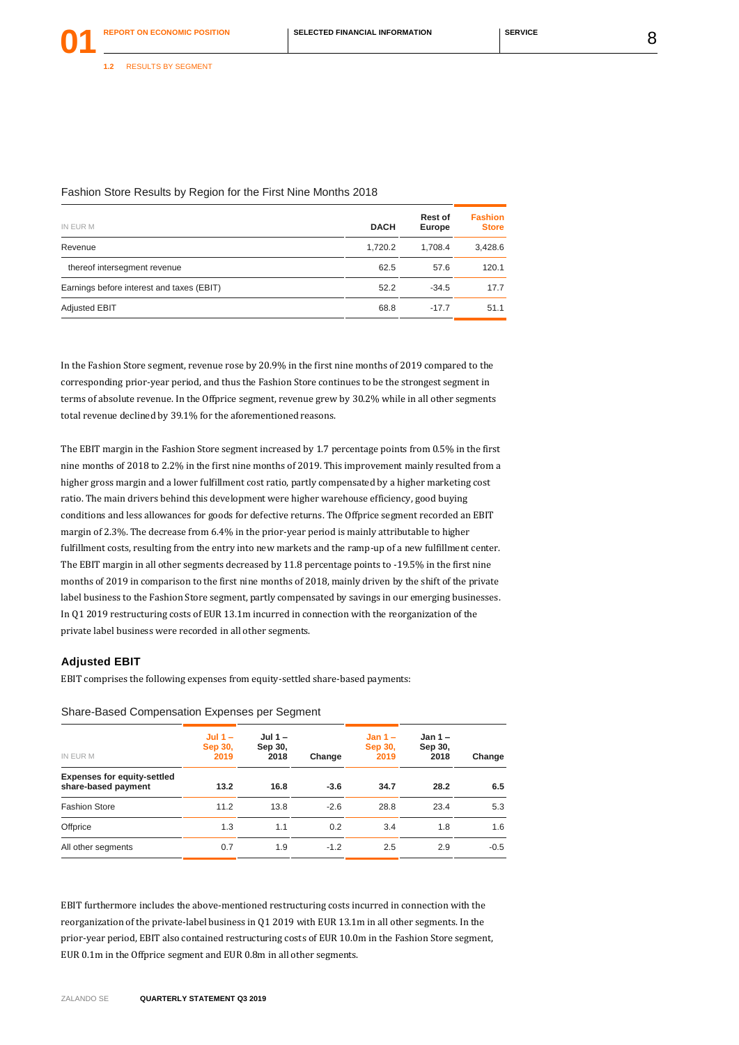Fashion Store Results by Region for the First Nine Months 2018

| IN EUR M | DACH | Rest of Europe | Fashion Store |
|---|---|---|---|
| Revenue | 1,720.2 | 1,708.4 | 3,428.6 |
| thereof intersegment revenue | 62.5 | 57.6 | 120.1 |
| Earnings before interest and taxes (EBIT) | 52.2 | -34.5 | 17.7 |
| Adjusted EBIT | 68.8 | -17.7 | 51.1 |

In the Fashion Store segment, revenue rose by 20.9% in the first nine months of 2019 compared to the corresponding prior-year period, and thus the Fashion Store continues to be the strongest segment in terms of absolute revenue. In the Offprice segment, revenue grew by 30.2% while in all other segments total revenue declined by 39.1% for the aforementioned reasons.

The EBIT margin in the Fashion Store segment increased by 1.7 percentage points from 0.5% in the first nine months of 2018 to 2.2% in the first nine months of 2019. This improvement mainly resulted from a higher gross margin and a lower fulfillment cost ratio, partly compensated by a higher marketing cost ratio. The main drivers behind this development were higher warehouse efficiency, good buying conditions and less allowances for goods for defective returns. The Offprice segment recorded an EBIT margin of 2.3%. The decrease from 6.4% in the prior-year period is mainly attributable to higher fulfillment costs, resulting from the entry into new markets and the ramp-up of a new fulfillment center. The EBIT margin in all other segments decreased by 11.8 percentage points to -19.5% in the first nine months of 2019 in comparison to the first nine months of 2018, mainly driven by the shift of the private label business to the Fashion Store segment, partly compensated by savings in our emerging businesses. In Q1 2019 restructuring costs of EUR 13.1m incurred in connection with the reorganization of the private label business were recorded in all other segments.

### Adjusted EBIT

EBIT comprises the following expenses from equity-settled share-based payments:

Share-Based Compensation Expenses per Segment

| IN EUR M | Jul 1 – Sep 30, 2019 | Jul 1 – Sep 30, 2018 | Change | Jan 1 – Sep 30, 2019 | Jan 1 – Sep 30, 2018 | Change |
|---|---|---|---|---|---|---|
| **Expenses for equity-settled share-based payment** | **13.2** | **16.8** | **-3.6** | **34.7** | **28.2** | **6.5** |
| Fashion Store | 11.2 | 13.8 | -2.6 | 28.8 | 23.4 | 5.3 |
| Offprice | 1.3 | 1.1 | 0.2 | 3.4 | 1.8 | 1.6 |
| All other segments | 0.7 | 1.9 | -1.2 | 2.5 | 2.9 | -0.5 |

EBIT furthermore includes the above-mentioned restructuring costs incurred in connection with the reorganization of the private-label business in Q1 2019 with EUR 13.1m in all other segments. In the prior-year period, EBIT also contained restructuring costs of EUR 10.0m in the Fashion Store segment, EUR 0.1m in the Offprice segment and EUR 0.8m in all other segments.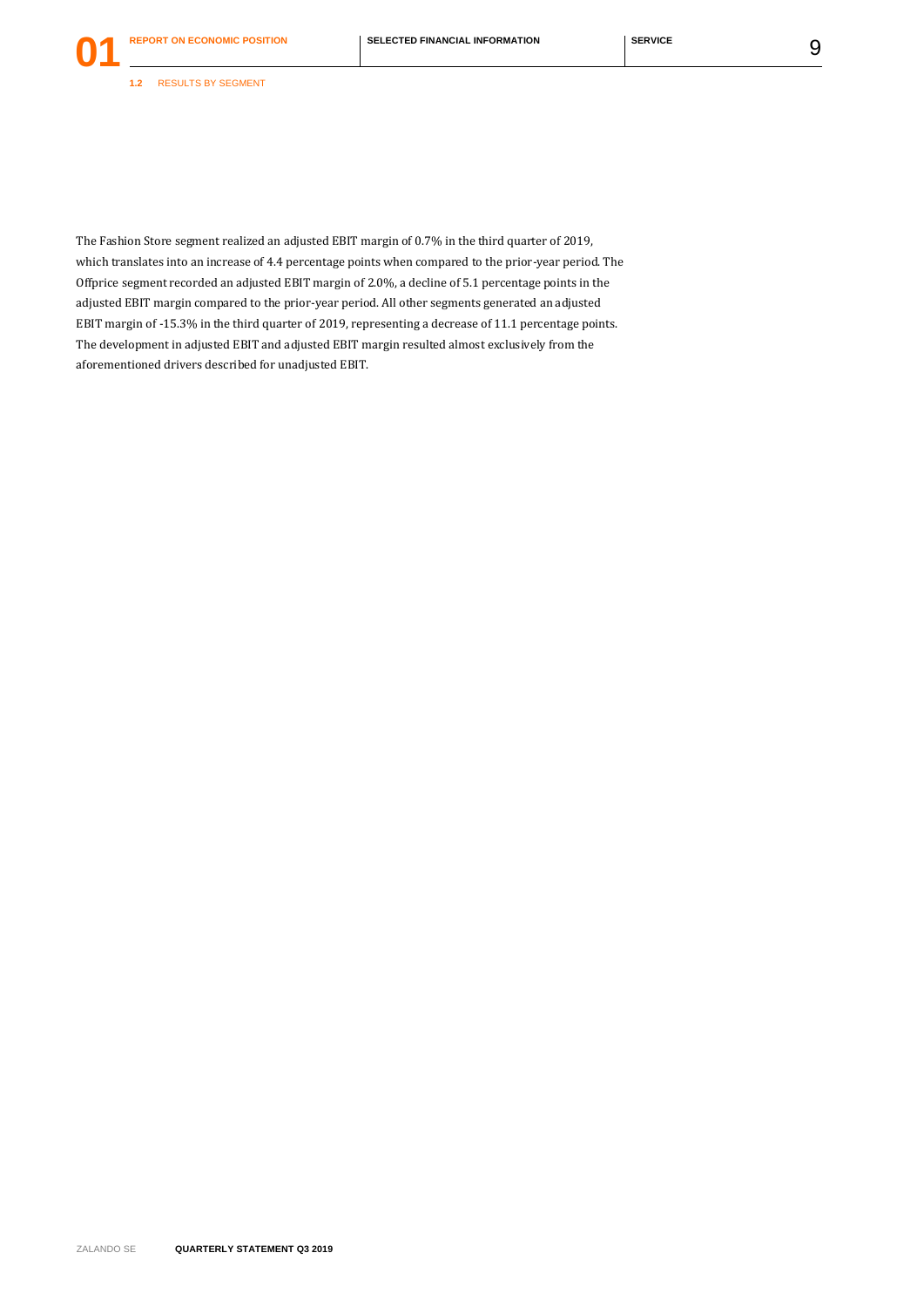The Fashion Store segment realized an adjusted EBIT margin of 0.7% in the third quarter of 2019, which translates into an increase of 4.4 percentage points when compared to the prior-year period. The Offprice segment recorded an adjusted EBIT margin of 2.0%, a decline of 5.1 percentage points in the adjusted EBIT margin compared to the prior-year period. All other segments generated an adjusted EBIT margin of -15.3% in the third quarter of 2019, representing a decrease of 11.1 percentage points. The development in adjusted EBIT and adjusted EBIT margin resulted almost exclusively from the aforementioned drivers described for unadjusted EBIT.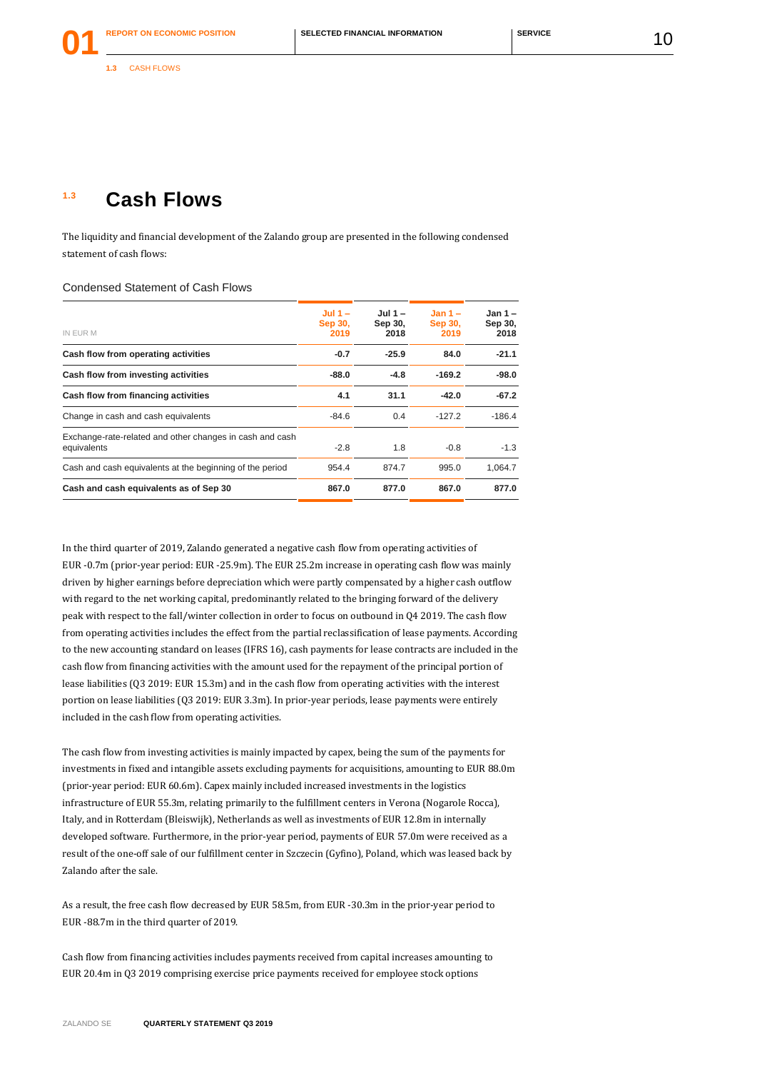## 1.3 Cash Flows

The liquidity and financial development of the Zalando group are presented in the following condensed statement of cash flows:

Condensed Statement of Cash Flows

| IN EUR M | Jul 1 – Sep 30, 2019 | Jul 1 – Sep 30, 2018 | Jan 1 – Sep 30, 2019 | Jan 1 – Sep 30, 2018 |
|---|---|---|---|---|
| **Cash flow from operating activities** | **-0.7** | **-25.9** | **84.0** | **-21.1** |
| **Cash flow from investing activities** | **-88.0** | **-4.8** | **-169.2** | **-98.0** |
| **Cash flow from financing activities** | **4.1** | **31.1** | **-42.0** | **-67.2** |
| Change in cash and cash equivalents | -84.6 | 0.4 | -127.2 | -186.4 |
| Exchange-rate-related and other changes in cash and cash equivalents | -2.8 | 1.8 | -0.8 | -1.3 |
| Cash and cash equivalents at the beginning of the period | 954.4 | 874.7 | 995.0 | 1,064.7 |
| **Cash and cash equivalents as of Sep 30** | **867.0** | **877.0** | **867.0** | **877.0** |

In the third quarter of 2019, Zalando generated a negative cash flow from operating activities of EUR -0.7m (prior-year period: EUR -25.9m). The EUR 25.2m increase in operating cash flow was mainly driven by higher earnings before depreciation which were partly compensated by a higher cash outflow with regard to the net working capital, predominantly related to the bringing forward of the delivery peak with respect to the fall/winter collection in order to focus on outbound in Q4 2019. The cash flow from operating activities includes the effect from the partial reclassification of lease payments. According to the new accounting standard on leases (IFRS 16), cash payments for lease contracts are included in the cash flow from financing activities with the amount used for the repayment of the principal portion of lease liabilities (Q3 2019: EUR 15.3m) and in the cash flow from operating activities with the interest portion on lease liabilities (Q3 2019: EUR 3.3m). In prior-year periods, lease payments were entirely included in the cash flow from operating activities.

The cash flow from investing activities is mainly impacted by capex, being the sum of the payments for investments in fixed and intangible assets excluding payments for acquisitions, amounting to EUR 88.0m (prior-year period: EUR 60.6m). Capex mainly included increased investments in the logistics infrastructure of EUR 55.3m, relating primarily to the fulfillment centers in Verona (Nogarole Rocca), Italy, and in Rotterdam (Bleiswijk), Netherlands as well as investments of EUR 12.8m in internally developed software. Furthermore, in the prior-year period, payments of EUR 57.0m were received as a result of the one-off sale of our fulfillment center in Szczecin (Gyfino), Poland, which was leased back by Zalando after the sale.

As a result, the free cash flow decreased by EUR 58.5m, from EUR -30.3m in the prior-year period to EUR -88.7m in the third quarter of 2019.

Cash flow from financing activities includes payments received from capital increases amounting to EUR 20.4m in Q3 2019 comprising exercise price payments received for employee stock options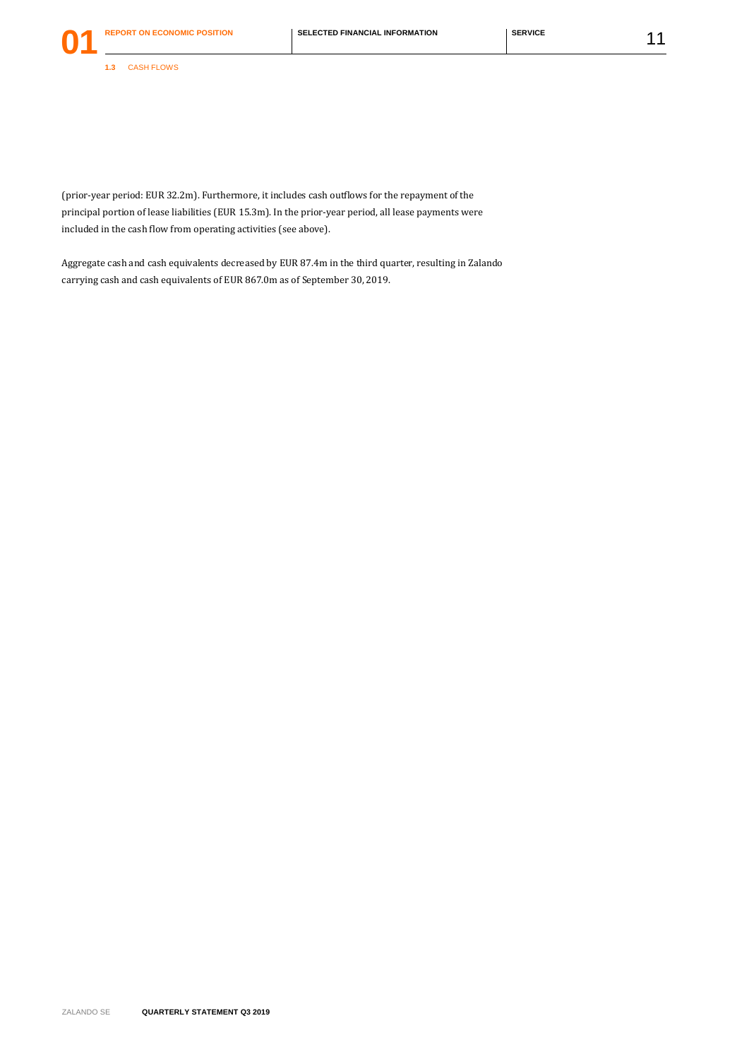(prior-year period: EUR 32.2m). Furthermore, it includes cash outflows for the repayment of the principal portion of lease liabilities (EUR 15.3m). In the prior-year period, all lease payments were included in the cash flow from operating activities (see above).

Aggregate cash and cash equivalents decreased by EUR 87.4m in the third quarter, resulting in Zalando carrying cash and cash equivalents of EUR 867.0m as of September 30, 2019.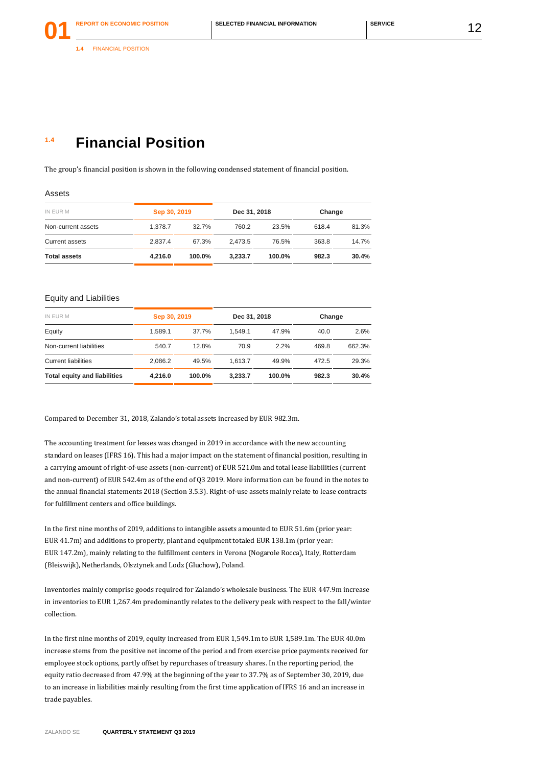# 1.4 Financial Position

The group's financial position is shown in the following condensed statement of financial position.

Assets

| IN EUR M | Sep 30, 2019 | | Dec 31, 2018 | | Change | |
|---|---|---|---|---|---|---|
| Non-current assets | 1,378.7 | 32.7% | 760.2 | 23.5% | 618.4 | 81.3% |
| Current assets | 2,837.4 | 67.3% | 2,473.5 | 76.5% | 363.8 | 14.7% |
| **Total assets** | **4,216.0** | **100.0%** | **3,233.7** | **100.0%** | **982.3** | **30.4%** |

Equity and Liabilities

| IN EUR M | Sep 30, 2019 | | Dec 31, 2018 | | Change | |
|---|---|---|---|---|---|---|
| Equity | 1,589.1 | 37.7% | 1,549.1 | 47.9% | 40.0 | 2.6% |
| Non-current liabilities | 540.7 | 12.8% | 70.9 | 2.2% | 469.8 | 662.3% |
| Current liabilities | 2,086.2 | 49.5% | 1,613.7 | 49.9% | 472.5 | 29.3% |
| **Total equity and liabilities** | **4,216.0** | **100.0%** | **3,233.7** | **100.0%** | **982.3** | **30.4%** |

Compared to December 31, 2018, Zalando's total assets increased by EUR 982.3m.

The accounting treatment for leases was changed in 2019 in accordance with the new accounting standard on leases (IFRS 16). This had a major impact on the statement of financial position, resulting in a carrying amount of right-of-use assets (non-current) of EUR 521.0m and total lease liabilities (current and non-current) of EUR 542.4m as of the end of Q3 2019. More information can be found in the notes to the annual financial statements 2018 (Section 3.5.3). Right-of-use assets mainly relate to lease contracts for fulfillment centers and office buildings.

In the first nine months of 2019, additions to intangible assets amounted to EUR 51.6m (prior year: EUR 41.7m) and additions to property, plant and equipment totaled EUR 138.1m (prior year: EUR 147.2m), mainly relating to the fulfillment centers in Verona (Nogarole Rocca), Italy, Rotterdam (Bleiswijk), Netherlands, Olsztynek and Lodz (Gluchow), Poland.

Inventories mainly comprise goods required for Zalando's wholesale business. The EUR 447.9m increase in inventories to EUR 1,267.4m predominantly relates to the delivery peak with respect to the fall/winter collection.

In the first nine months of 2019, equity increased from EUR 1,549.1m to EUR 1,589.1m. The EUR 40.0m increase stems from the positive net income of the period and from exercise price payments received for employee stock options, partly offset by repurchases of treasury shares. In the reporting period, the equity ratio decreased from 47.9% at the beginning of the year to 37.7% as of September 30, 2019, due to an increase in liabilities mainly resulting from the first time application of IFRS 16 and an increase in trade payables.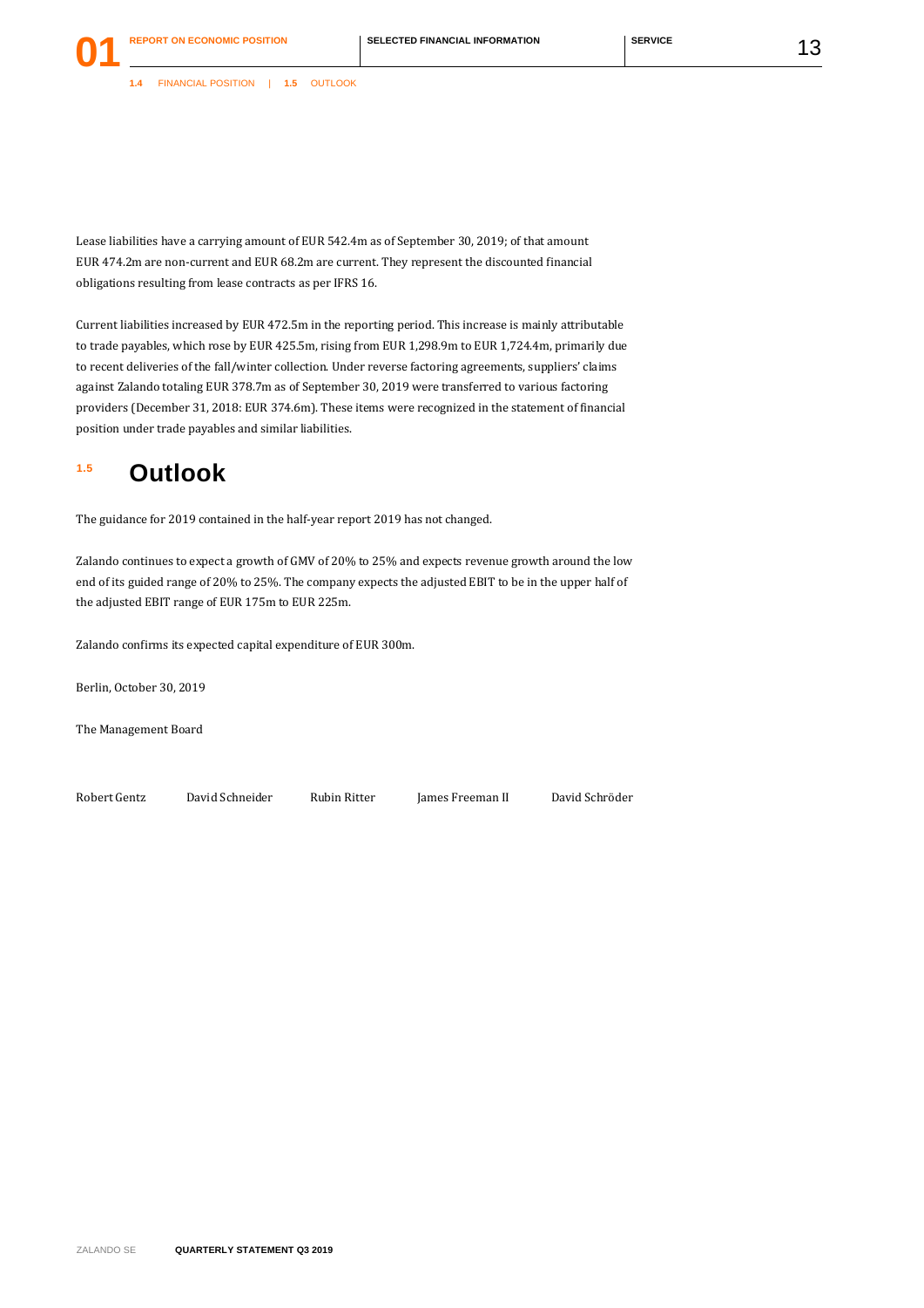Lease liabilities have a carrying amount of EUR 542.4m as of September 30, 2019; of that amount EUR 474.2m are non-current and EUR 68.2m are current. They represent the discounted financial obligations resulting from lease contracts as per IFRS 16.

Current liabilities increased by EUR 472.5m in the reporting period. This increase is mainly attributable to trade payables, which rose by EUR 425.5m, rising from EUR 1,298.9m to EUR 1,724.4m, primarily due to recent deliveries of the fall/winter collection. Under reverse factoring agreements, suppliers' claims against Zalando totaling EUR 378.7m as of September 30, 2019 were transferred to various factoring providers (December 31, 2018: EUR 374.6m). These items were recognized in the statement of financial position under trade payables and similar liabilities.

## 1.5 Outlook

The guidance for 2019 contained in the half-year report 2019 has not changed.

Zalando continues to expect a growth of GMV of 20% to 25% and expects revenue growth around the low end of its guided range of 20% to 25%. The company expects the adjusted EBIT to be in the upper half of the adjusted EBIT range of EUR 175m to EUR 225m.

Zalando confirms its expected capital expenditure of EUR 300m.

Berlin, October 30, 2019

The Management Board

Robert Gentz    David Schneider    Rubin Ritter    James Freeman II    David Schröder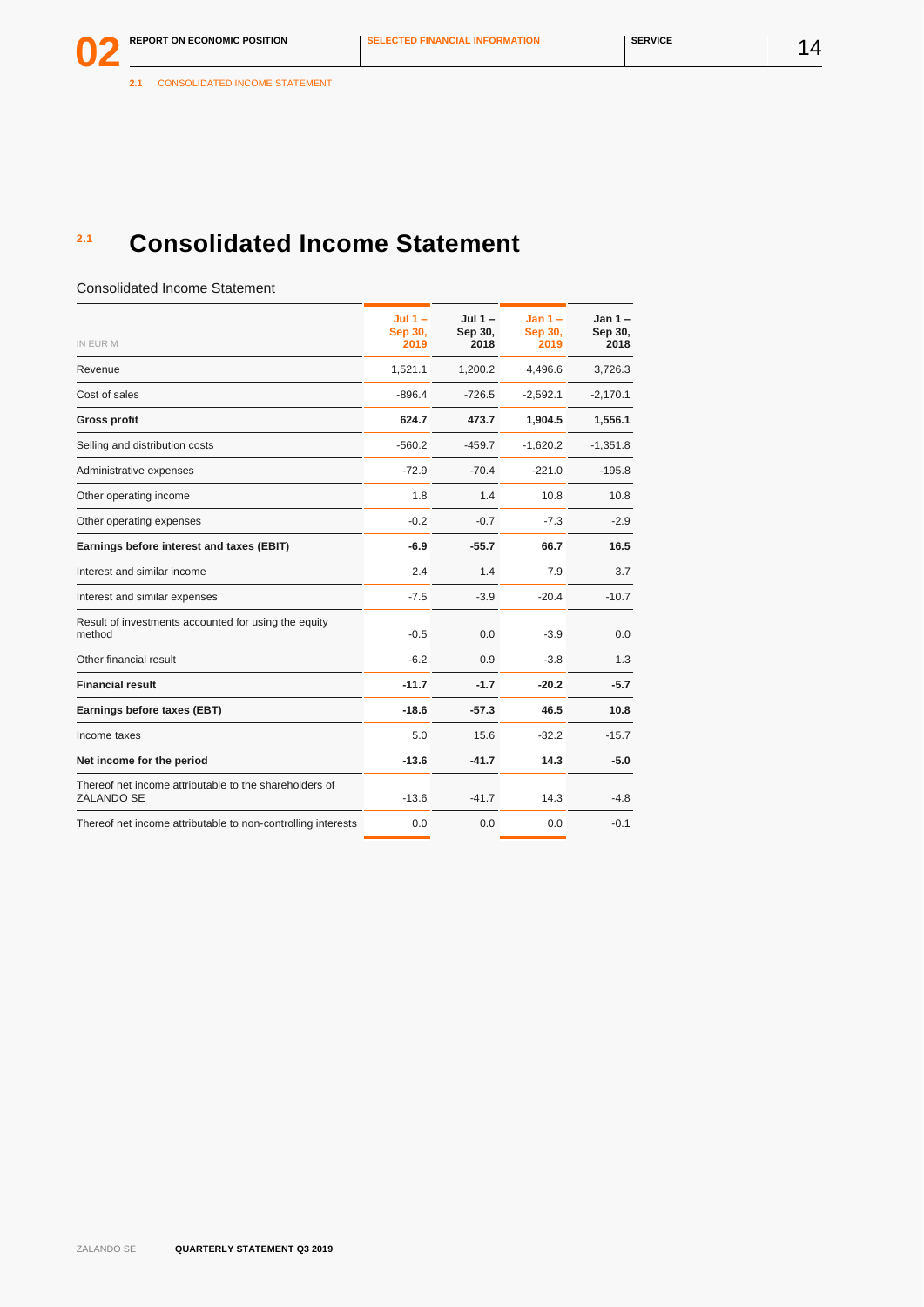## 2.1 Consolidated Income Statement

Consolidated Income Statement

| IN EUR M | Jul 1 – Sep 30, 2019 | Jul 1 – Sep 30, 2018 | Jan 1 – Sep 30, 2019 | Jan 1 – Sep 30, 2018 |
|---|---|---|---|---|
| Revenue | 1,521.1 | 1,200.2 | 4,496.6 | 3,726.3 |
| Cost of sales | -896.4 | -726.5 | -2,592.1 | -2,170.1 |
| **Gross profit** | **624.7** | **473.7** | **1,904.5** | **1,556.1** |
| Selling and distribution costs | -560.2 | -459.7 | -1,620.2 | -1,351.8 |
| Administrative expenses | -72.9 | -70.4 | -221.0 | -195.8 |
| Other operating income | 1.8 | 1.4 | 10.8 | 10.8 |
| Other operating expenses | -0.2 | -0.7 | -7.3 | -2.9 |
| **Earnings before interest and taxes (EBIT)** | **-6.9** | **-55.7** | **66.7** | **16.5** |
| Interest and similar income | 2.4 | 1.4 | 7.9 | 3.7 |
| Interest and similar expenses | -7.5 | -3.9 | -20.4 | -10.7 |
| Result of investments accounted for using the equity method | -0.5 | 0.0 | -3.9 | 0.0 |
| Other financial result | -6.2 | 0.9 | -3.8 | 1.3 |
| **Financial result** | **-11.7** | **-1.7** | **-20.2** | **-5.7** |
| **Earnings before taxes (EBT)** | **-18.6** | **-57.3** | **46.5** | **10.8** |
| Income taxes | 5.0 | 15.6 | -32.2 | -15.7 |
| **Net income for the period** | **-13.6** | **-41.7** | **14.3** | **-5.0** |
| Thereof net income attributable to the shareholders of ZALANDO SE | -13.6 | -41.7 | 14.3 | -4.8 |
| Thereof net income attributable to non-controlling interests | 0.0 | 0.0 | 0.0 | -0.1 |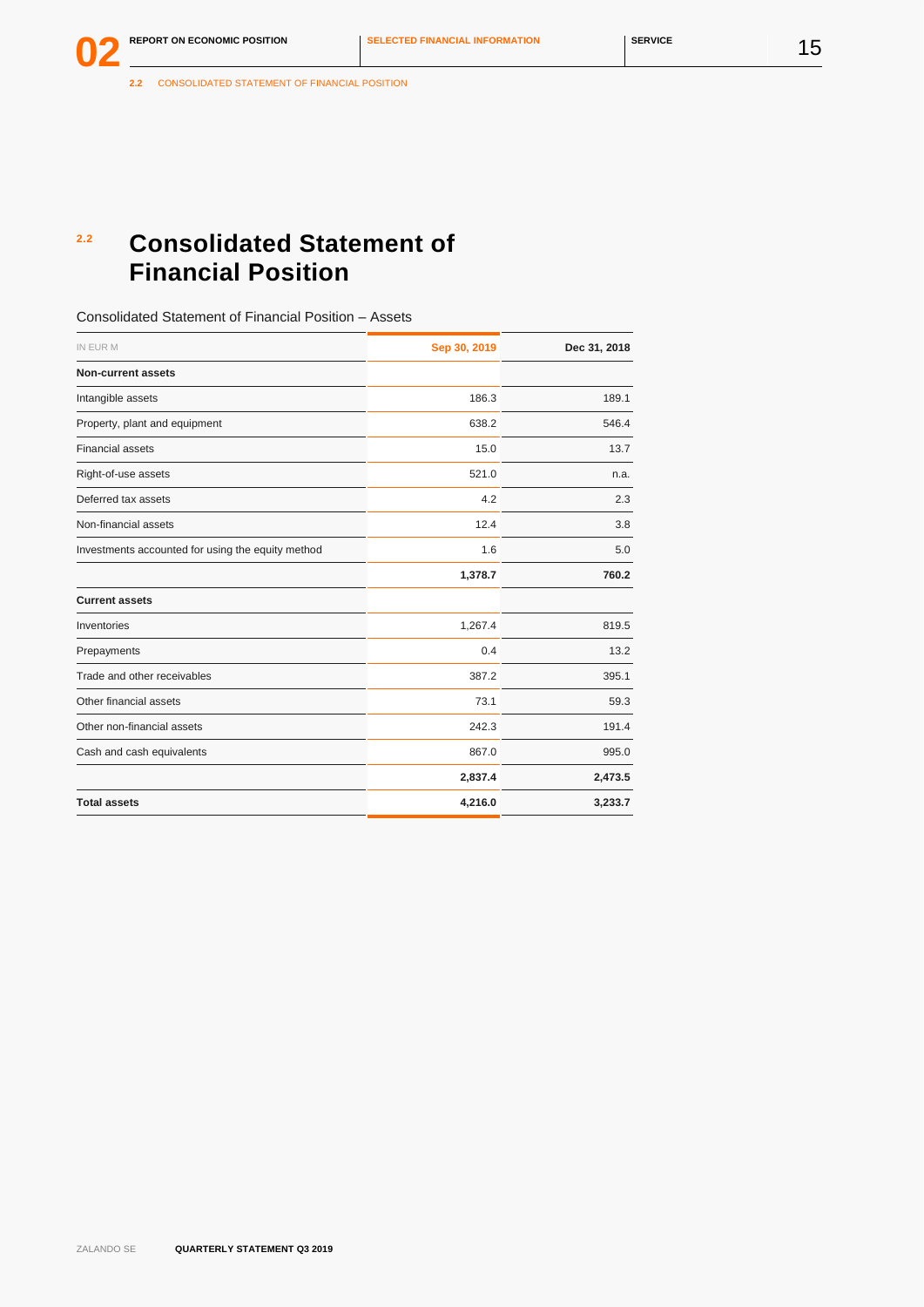## 2.2 Consolidated Statement of Financial Position

Consolidated Statement of Financial Position – Assets

| IN EUR M | Sep 30, 2019 | Dec 31, 2018 |
|---|---|---|
| **Non-current assets** | | |
| Intangible assets | 186.3 | 189.1 |
| Property, plant and equipment | 638.2 | 546.4 |
| Financial assets | 15.0 | 13.7 |
| Right-of-use assets | 521.0 | n.a. |
| Deferred tax assets | 4.2 | 2.3 |
| Non-financial assets | 12.4 | 3.8 |
| Investments accounted for using the equity method | 1.6 | 5.0 |
| | **1,378.7** | **760.2** |
| **Current assets** | | |
| Inventories | 1,267.4 | 819.5 |
| Prepayments | 0.4 | 13.2 |
| Trade and other receivables | 387.2 | 395.1 |
| Other financial assets | 73.1 | 59.3 |
| Other non-financial assets | 242.3 | 191.4 |
| Cash and cash equivalents | 867.0 | 995.0 |
| | **2,837.4** | **2,473.5** |
| **Total assets** | **4,216.0** | **3,233.7** |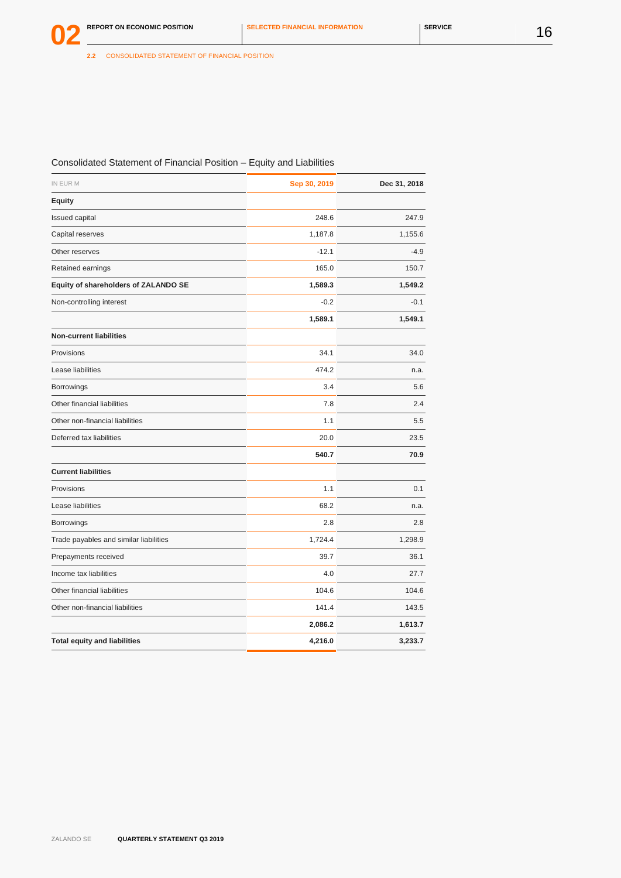2.2 CONSOLIDATED STATEMENT OF FINANCIAL POSITION

## Consolidated Statement of Financial Position – Equity and Liabilities

| IN EUR M | Sep 30, 2019 | Dec 31, 2018 |
|---|---|---|
| **Equity** | | |
| Issued capital | 248.6 | 247.9 |
| Capital reserves | 1,187.8 | 1,155.6 |
| Other reserves | -12.1 | -4.9 |
| Retained earnings | 165.0 | 150.7 |
| **Equity of shareholders of ZALANDO SE** | **1,589.3** | **1,549.2** |
| Non-controlling interest | -0.2 | -0.1 |
| | **1,589.1** | **1,549.1** |
| **Non-current liabilities** | | |
| Provisions | 34.1 | 34.0 |
| Lease liabilities | 474.2 | n.a. |
| Borrowings | 3.4 | 5.6 |
| Other financial liabilities | 7.8 | 2.4 |
| Other non-financial liabilities | 1.1 | 5.5 |
| Deferred tax liabilities | 20.0 | 23.5 |
| | **540.7** | **70.9** |
| **Current liabilities** | | |
| Provisions | 1.1 | 0.1 |
| Lease liabilities | 68.2 | n.a. |
| Borrowings | 2.8 | 2.8 |
| Trade payables and similar liabilities | 1,724.4 | 1,298.9 |
| Prepayments received | 39.7 | 36.1 |
| Income tax liabilities | 4.0 | 27.7 |
| Other financial liabilities | 104.6 | 104.6 |
| Other non-financial liabilities | 141.4 | 143.5 |
| | **2,086.2** | **1,613.7** |
| **Total equity and liabilities** | **4,216.0** | **3,233.7** |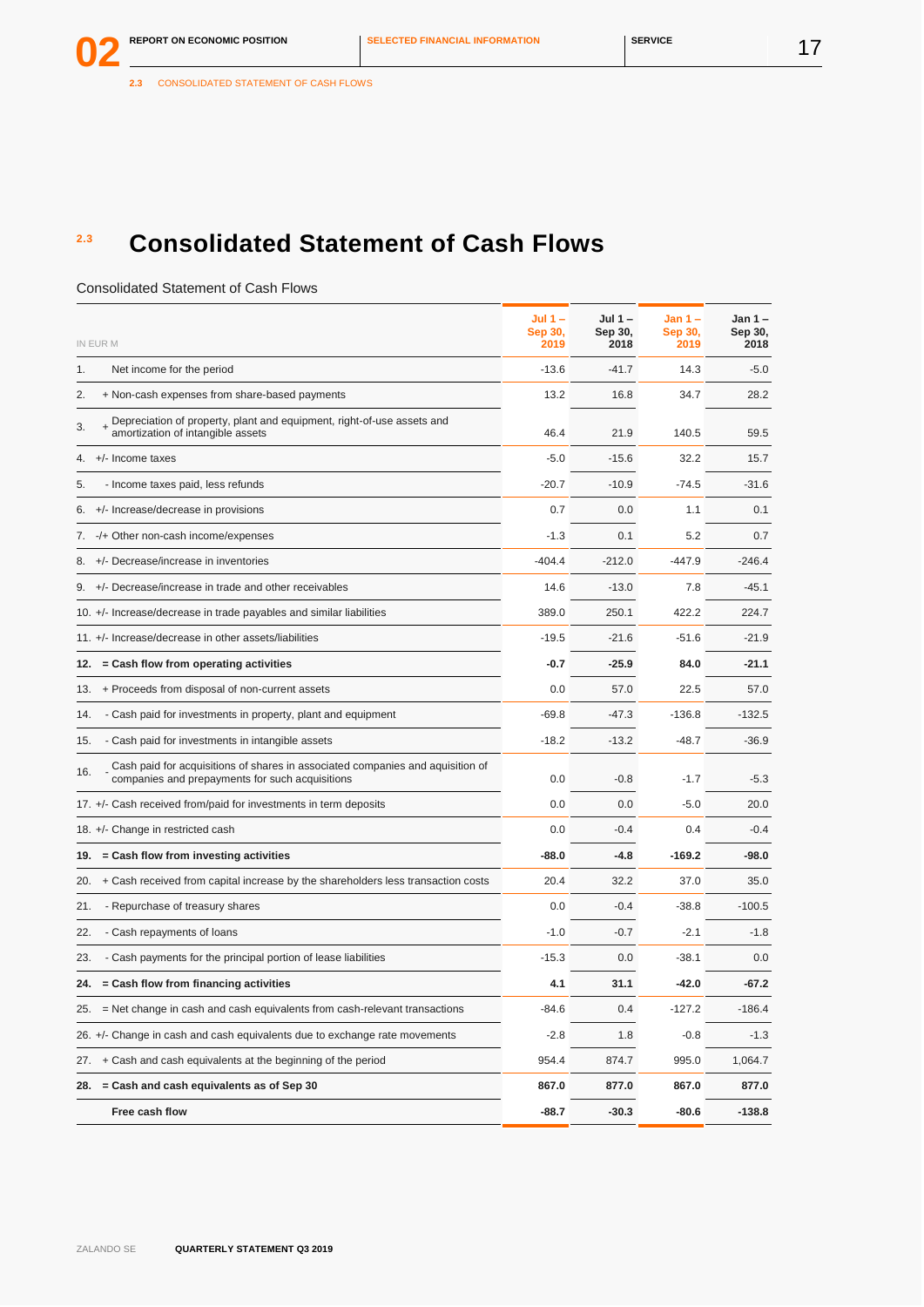## 2.3 Consolidated Statement of Cash Flows

Consolidated Statement of Cash Flows

| IN EUR M | Jul 1 – Sep 30, 2019 | Jul 1 – Sep 30, 2018 | Jan 1 – Sep 30, 2019 | Jan 1 – Sep 30, 2018 |
|---|---|---|---|---|
| 1. Net income for the period | -13.6 | -41.7 | 14.3 | -5.0 |
| 2. + Non-cash expenses from share-based payments | 13.2 | 16.8 | 34.7 | 28.2 |
| 3. + Depreciation of property, plant and equipment, right-of-use assets and amortization of intangible assets | 46.4 | 21.9 | 140.5 | 59.5 |
| 4. +/- Income taxes | -5.0 | -15.6 | 32.2 | 15.7 |
| 5. - Income taxes paid, less refunds | -20.7 | -10.9 | -74.5 | -31.6 |
| 6. +/- Increase/decrease in provisions | 0.7 | 0.0 | 1.1 | 0.1 |
| 7. -/+ Other non-cash income/expenses | -1.3 | 0.1 | 5.2 | 0.7 |
| 8. +/- Decrease/increase in inventories | -404.4 | -212.0 | -447.9 | -246.4 |
| 9. +/- Decrease/increase in trade and other receivables | 14.6 | -13.0 | 7.8 | -45.1 |
| 10. +/- Increase/decrease in trade payables and similar liabilities | 389.0 | 250.1 | 422.2 | 224.7 |
| 11. +/- Increase/decrease in other assets/liabilities | -19.5 | -21.6 | -51.6 | -21.9 |
| **12. = Cash flow from operating activities** | **-0.7** | **-25.9** | **84.0** | **-21.1** |
| 13. + Proceeds from disposal of non-current assets | 0.0 | 57.0 | 22.5 | 57.0 |
| 14. - Cash paid for investments in property, plant and equipment | -69.8 | -47.3 | -136.8 | -132.5 |
| 15. - Cash paid for investments in intangible assets | -18.2 | -13.2 | -48.7 | -36.9 |
| 16. - Cash paid for acquisitions of shares in associated companies and aquisition of companies and prepayments for such acquisitions | 0.0 | -0.8 | -1.7 | -5.3 |
| 17. +/- Cash received from/paid for investments in term deposits | 0.0 | 0.0 | -5.0 | 20.0 |
| 18. +/- Change in restricted cash | 0.0 | -0.4 | 0.4 | -0.4 |
| **19. = Cash flow from investing activities** | **-88.0** | **-4.8** | **-169.2** | **-98.0** |
| 20. + Cash received from capital increase by the shareholders less transaction costs | 20.4 | 32.2 | 37.0 | 35.0 |
| 21. - Repurchase of treasury shares | 0.0 | -0.4 | -38.8 | -100.5 |
| 22. - Cash repayments of loans | -1.0 | -0.7 | -2.1 | -1.8 |
| 23. - Cash payments for the principal portion of lease liabilities | -15.3 | 0.0 | -38.1 | 0.0 |
| **24. = Cash flow from financing activities** | **4.1** | **31.1** | **-42.0** | **-67.2** |
| 25. = Net change in cash and cash equivalents from cash-relevant transactions | -84.6 | 0.4 | -127.2 | -186.4 |
| 26. +/- Change in cash and cash equivalents due to exchange rate movements | -2.8 | 1.8 | -0.8 | -1.3 |
| 27. + Cash and cash equivalents at the beginning of the period | 954.4 | 874.7 | 995.0 | 1,064.7 |
| **28. = Cash and cash equivalents as of Sep 30** | **867.0** | **877.0** | **867.0** | **877.0** |
| **Free cash flow** | **-88.7** | **-30.3** | **-80.6** | **-138.8** |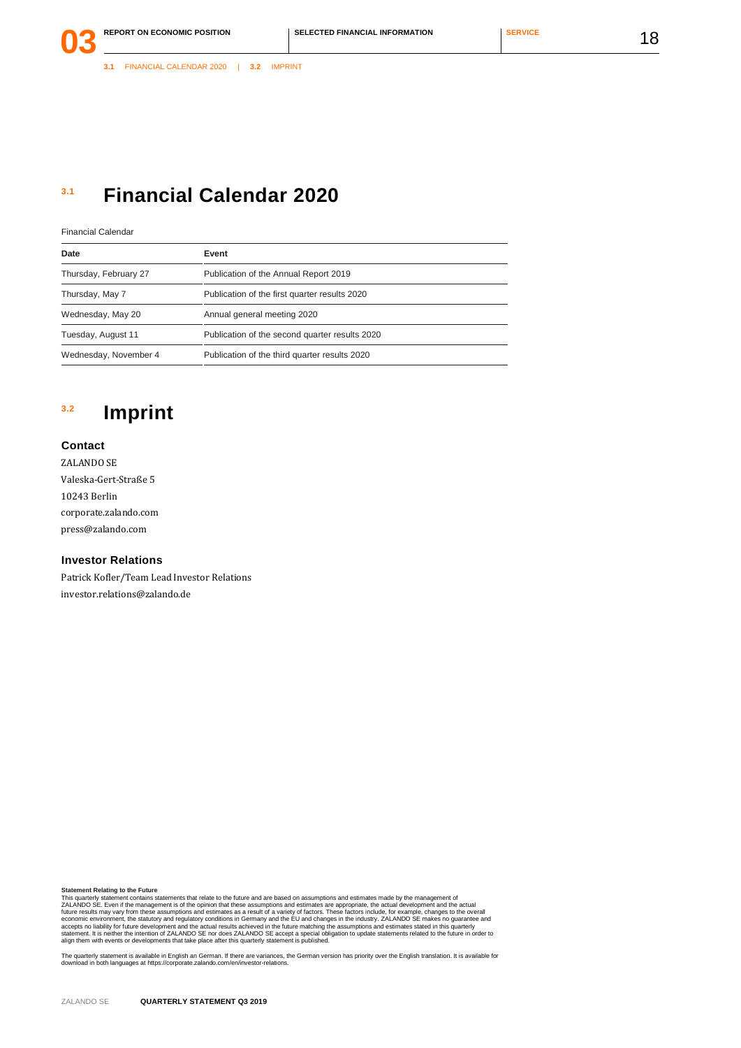## 3.1 Financial Calendar 2020

Financial Calendar

| Date | Event |
|---|---|
| Thursday, February 27 | Publication of the Annual Report 2019 |
| Thursday, May 7 | Publication of the first quarter results 2020 |
| Wednesday, May 20 | Annual general meeting 2020 |
| Tuesday, August 11 | Publication of the second quarter results 2020 |
| Wednesday, November 4 | Publication of the third quarter results 2020 |

## 3.2 Imprint

### Contact

ZALANDO SE
Valeska-Gert-Straße 5
10243 Berlin
corporate.zalando.com
press@zalando.com

### Investor Relations

Patrick Kofler/Team Lead Investor Relations
investor.relations@zalando.de

**Statement Relating to the Future**
This quarterly statement contains statements that relate to the future and are based on assumptions and estimates made by the management of ZALANDO SE. Even if the management is of the opinion that these assumptions and estimates are appropriate, the actual development and the actual future results may vary from these assumptions and estimates as a result of a variety of factors. These factors include, for example, changes to the overall economic environment, the statutory and regulatory conditions in Germany and the EU and changes in the industry. ZALANDO SE makes no guarantee and accepts no liability for future development and the actual results achieved in the future matching the assumptions and estimates stated in this quarterly statement. It is neither the intention of ZALANDO SE nor does ZALANDO SE accept a special obligation to update statements related to the future in order to align them with events or developments that take place after this quarterly statement is published.

The quarterly statement is available in English an German. If there are variances, the German version has priority over the English translation. It is available for download in both languages at https://corporate.zalando.com/en/investor-relations.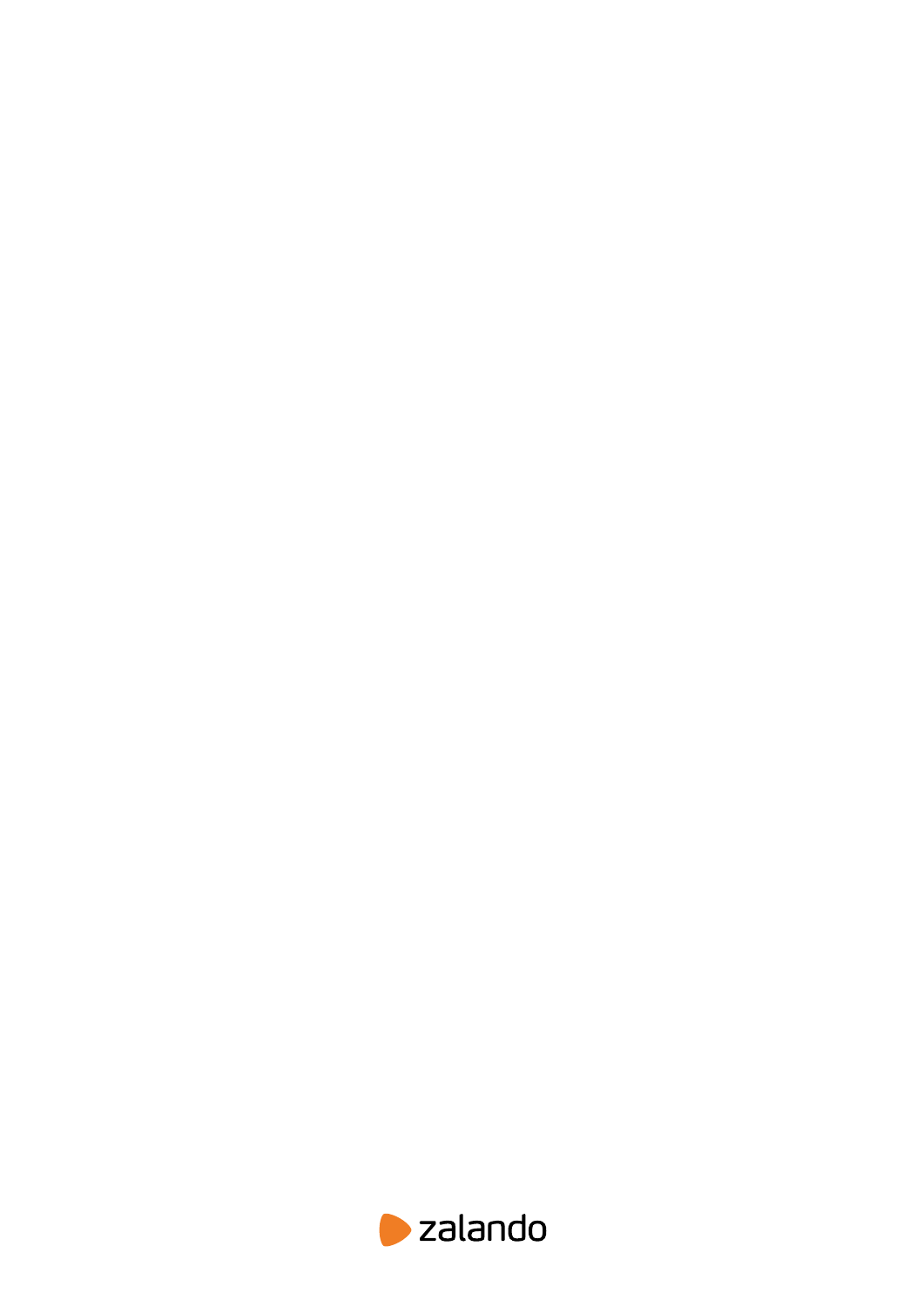zalando